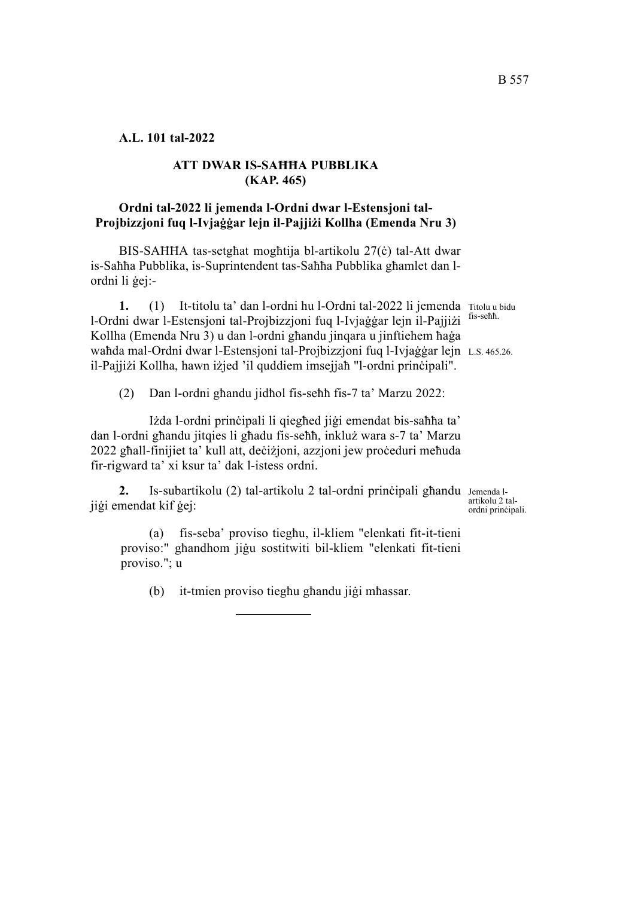**A.L. 101 tal-2022**

**ATT DWAR IS-SAĦĦA PUBBLIKA (KAP. 465)**

**Ordni tal-2022 li jemenda l-Ordni dwar l-Estensjoni tal-Projbizzjoni fuq l-Ivjaġġar lejn il-Pajjiżi Kollha (Emenda Nru 3)**

BIS-SAĦĦA tas-setgħat mogħtija bl-artikolu 27(ċ) tal-Att dwar is-Saħħa Pubblika, is-Suprintendent tas-Saħħa Pubblika għamlet dan l-ordni li ġej:-

*Titolu u bidu fis-seħħ.*

**1.** (1) It-titolu ta' dan l-ordni hu l-Ordni tal-2022 li jemenda l-Ordni dwar l-Estensjoni tal-Projbizzjoni fuq l-Ivjaġġar lejn il-Pajjiżi Kollha (Emenda Nru 3) u dan l-ordni għandu jinqara u jinftiehem ħaġa waħda mal-Ordni dwar l-Estensjoni tal-Projbizzjoni fuq l-Ivjaġġar lejn il-Pajjiżi Kollha, hawn iżjed 'il quddiem imsejjaħ "l-ordni prinċipali".

*L.S. 465.26.*

(2) Dan l-ordni għandu jidħol fis-seħħ fis-7 ta' Marzu 2022:

Iżda l-ordni prinċipali li qiegħed jiġi emendat bis-saħħa ta' dan l-ordni għandu jitqies li għadu fis-seħħ, inkluż wara s-7 ta' Marzu 2022 għall-finijiet ta' kull att, deċiżjoni, azzjoni jew proċeduri meħuda fir-rigward ta' xi ksur ta' dak l-istess ordni.

*Jemenda l-artikolu 2 tal-ordni prinċipali.*

**2.** Is-subartikolu (2) tal-artikolu 2 tal-ordni prinċipali għandu jiġi emendat kif ġej:

(a) fis-seba' proviso tiegħu, il-kliem "elenkati fit-it-tieni proviso:" għandhom jiġu sostitwiti bil-kliem "elenkati fit-tieni proviso."; u

(b) it-tmien proviso tiegħu għandu jiġi mħassar.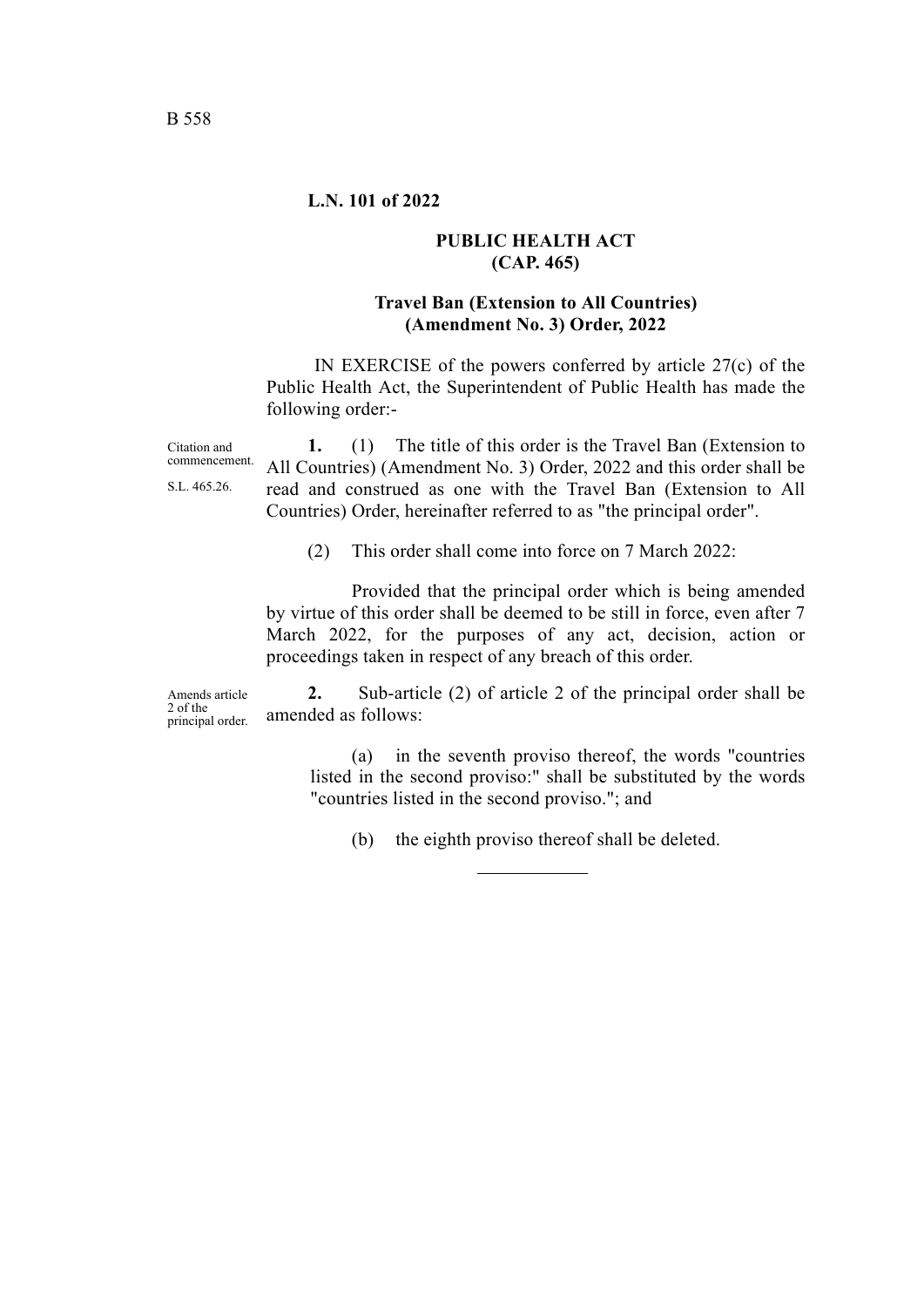**L.N. 101 of 2022**

**PUBLIC HEALTH ACT**
**(CAP. 465)**

**Travel Ban (Extension to All Countries) (Amendment No. 3) Order, 2022**

IN EXERCISE of the powers conferred by article 27(c) of the Public Health Act, the Superintendent of Public Health has made the following order:-

Citation and commencement.
S.L. 465.26.

**1.** (1) The title of this order is the Travel Ban (Extension to All Countries) (Amendment No. 3) Order, 2022 and this order shall be read and construed as one with the Travel Ban (Extension to All Countries) Order, hereinafter referred to as "the principal order".

(2) This order shall come into force on 7 March 2022:

Provided that the principal order which is being amended by virtue of this order shall be deemed to be still in force, even after 7 March 2022, for the purposes of any act, decision, action or proceedings taken in respect of any breach of this order.

Amends article 2 of the principal order.

**2.** Sub-article (2) of article 2 of the principal order shall be amended as follows:

(a) in the seventh proviso thereof, the words "countries listed in the second proviso:" shall be substituted by the words "countries listed in the second proviso."; and

(b) the eighth proviso thereof shall be deleted.